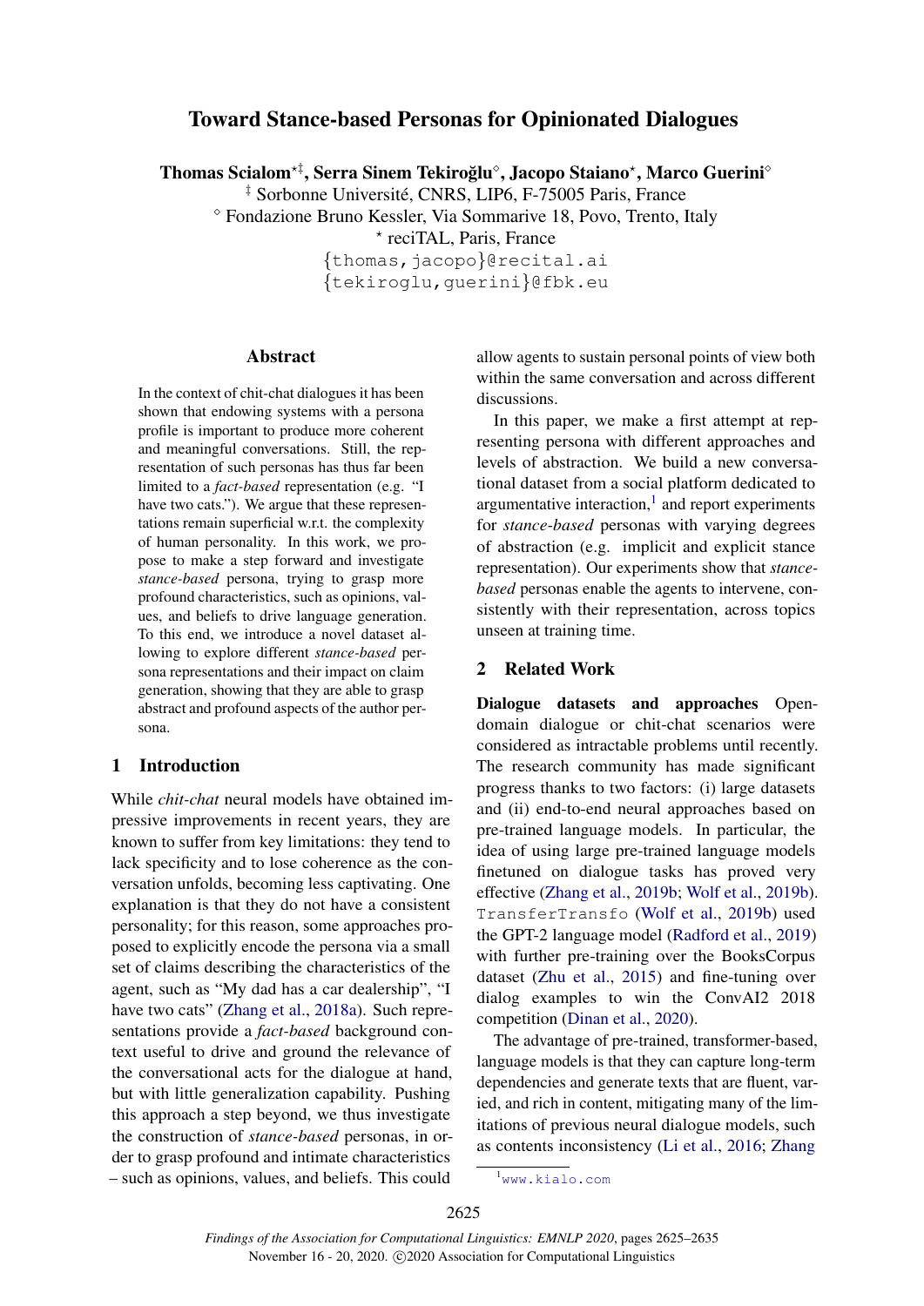# Toward Stance-based Personas for Opinionated Dialogues

**Thomas Scialom[⋆‡], Serra Sinem Tekiroğlu[⋄], Jacopo Staiano[⋆], Marco Guerini[⋄]**

[‡] Sorbonne Université, CNRS, LIP6, F-75005 Paris, France

[⋄] Fondazione Bruno Kessler, Via Sommarive 18, Povo, Trento, Italy

[⋆] reciTAL, Paris, France

{thomas,jacopo}@recital.ai

{tekiroglu,guerini}@fbk.eu

## Abstract

In the context of chit-chat dialogues it has been shown that endowing systems with a persona profile is important to produce more coherent and meaningful conversations. Still, the representation of such personas has thus far been limited to a *fact-based* representation (e.g. "I have two cats."). We argue that these representations remain superficial w.r.t. the complexity of human personality. In this work, we propose to make a step forward and investigate *stance-based* persona, trying to grasp more profound characteristics, such as opinions, values, and beliefs to drive language generation. To this end, we introduce a novel dataset allowing to explore different *stance-based* persona representations and their impact on claim generation, showing that they are able to grasp abstract and profound aspects of the author persona.

## 1 Introduction

While *chit-chat* neural models have obtained impressive improvements in recent years, they are known to suffer from key limitations: they tend to lack specificity and to lose coherence as the conversation unfolds, becoming less captivating. One explanation is that they do not have a consistent personality; for this reason, some approaches proposed to explicitly encode the persona via a small set of claims describing the characteristics of the agent, such as "My dad has a car dealership", "I have two cats" (Zhang et al., 2018a). Such representations provide a *fact-based* background context useful to drive and ground the relevance of the conversational acts for the dialogue at hand, but with little generalization capability. Pushing this approach a step beyond, we thus investigate the construction of *stance-based* personas, in order to grasp profound and intimate characteristics – such as opinions, values, and beliefs. This could allow agents to sustain personal points of view both within the same conversation and across different discussions.

In this paper, we make a first attempt at representing persona with different approaches and levels of abstraction. We build a new conversational dataset from a social platform dedicated to argumentative interaction,[1] and report experiments for *stance-based* personas with varying degrees of abstraction (e.g. implicit and explicit stance representation). Our experiments show that *stance-based* personas enable the agents to intervene, consistently with their representation, across topics unseen at training time.

## 2 Related Work

**Dialogue datasets and approaches** Open-domain dialogue or chit-chat scenarios were considered as intractable problems until recently. The research community has made significant progress thanks to two factors: (i) large datasets and (ii) end-to-end neural approaches based on pre-trained language models. In particular, the idea of using large pre-trained language models finetuned on dialogue tasks has proved very effective (Zhang et al., 2019b; Wolf et al., 2019b). `TransferTransfo` (Wolf et al., 2019b) used the GPT-2 language model (Radford et al., 2019) with further pre-training over the BooksCorpus dataset (Zhu et al., 2015) and fine-tuning over dialog examples to win the ConvAI2 2018 competition (Dinan et al., 2020).

The advantage of pre-trained, transformer-based, language models is that they can capture long-term dependencies and generate texts that are fluent, varied, and rich in content, mitigating many of the limitations of previous neural dialogue models, such as contents inconsistency (Li et al., 2016; Zhang

[1] www.kialo.com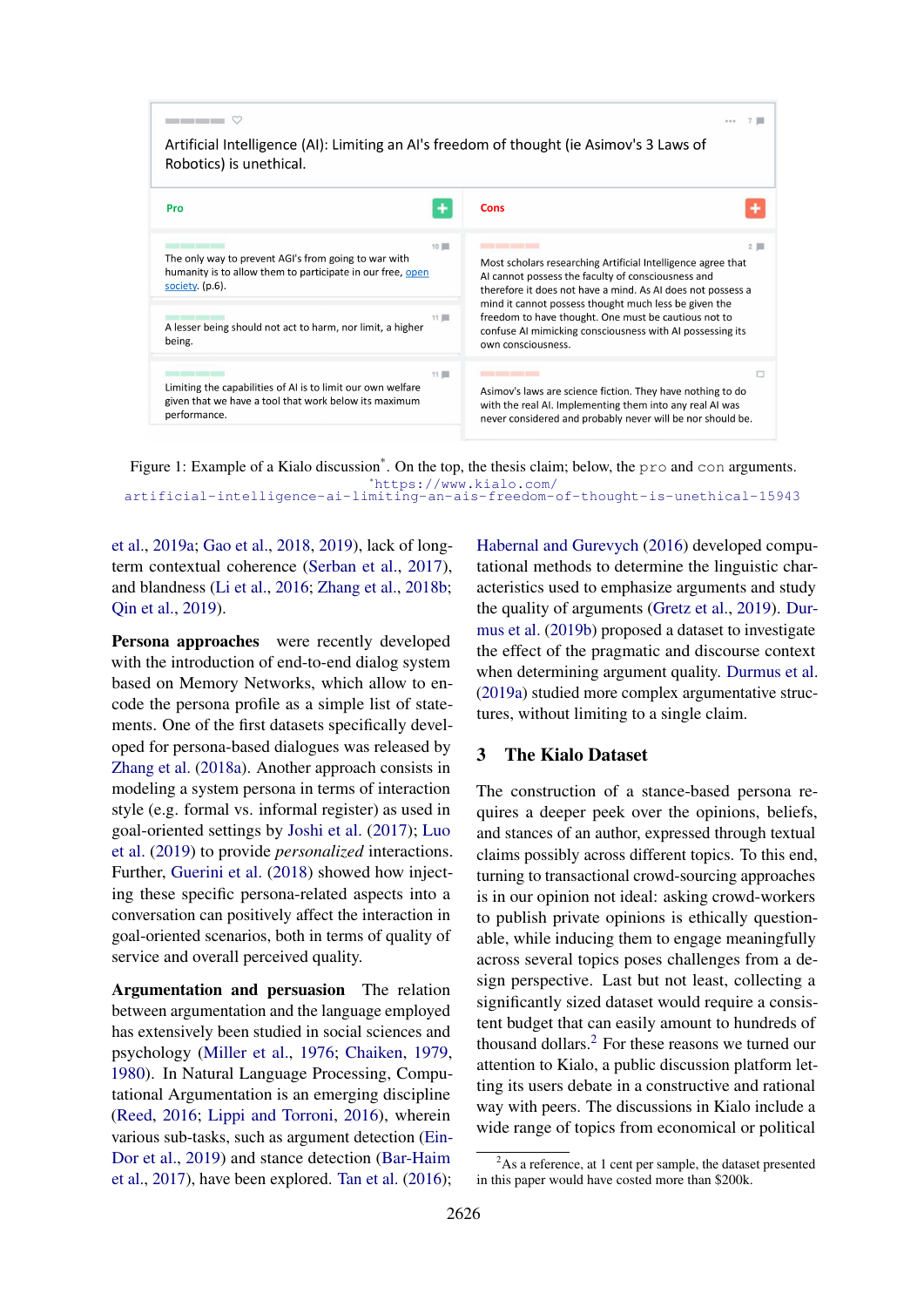Artificial Intelligence (AI): Limiting an AI's freedom of thought (ie Asimov's 3 Laws of Robotics) is unethical.

| Pro | Cons |
| --- | --- |
| The only way to prevent AGI's from going to war with humanity is to allow them to participate in our free, open society. (p.6). | Most scholars researching Artificial Intelligence agree that AI cannot possess the faculty of consciousness and therefore it does not have a mind. As AI does not possess a mind it cannot possess thought much less be given the freedom to have thought. One must be cautious not to confuse AI mimicking consciousness with AI possessing its own consciousness. |
| A lesser being should not act to harm, nor limit, a higher being. | Asimov's laws are science fiction. They have nothing to do with the real AI. Implementing them into any real AI was never considered and probably never will be nor should be. |
| Limiting the capabilities of AI is to limit our own welfare given that we have a tool that work below its maximum performance. | |

Figure 1: Example of a Kialo discussion*. On the top, the thesis claim; below, the pro and con arguments.
*https://www.kialo.com/artificial-intelligence-ai-limiting-an-ais-freedom-of-thought-is-unethical-15943

et al., 2019a; Gao et al., 2018, 2019), lack of long-term contextual coherence (Serban et al., 2017), and blandness (Li et al., 2016; Zhang et al., 2018b; Qin et al., 2019).

**Persona approaches** were recently developed with the introduction of end-to-end dialog system based on Memory Networks, which allow to encode the persona profile as a simple list of statements. One of the first datasets specifically developed for persona-based dialogues was released by Zhang et al. (2018a). Another approach consists in modeling a system persona in terms of interaction style (e.g. formal vs. informal register) as used in goal-oriented settings by Joshi et al. (2017); Luo et al. (2019) to provide *personalized* interactions. Further, Guerini et al. (2018) showed how injecting these specific persona-related aspects into a conversation can positively affect the interaction in goal-oriented scenarios, both in terms of quality of service and overall perceived quality.

**Argumentation and persuasion** The relation between argumentation and the language employed has been studied in social sciences and psychology (Miller et al., 1976; Chaiken, 1979, 1980). In Natural Language Processing, Computational Argumentation is an emerging discipline (Reed, 2016; Lippi and Torroni, 2016), wherein various sub-tasks, such as argument detection (Ein-Dor et al., 2019) and stance detection (Bar-Haim et al., 2017), have been explored. Tan et al. (2016); Habernal and Gurevych (2016) developed computational methods to determine the linguistic characteristics used to emphasize arguments and study the quality of arguments (Gretz et al., 2019). Durmus et al. (2019b) proposed a dataset to investigate the effect of the pragmatic and discourse context when determining argument quality. Durmus et al. (2019a) studied more complex argumentative structures, without limiting to a single claim.

## 3 The Kialo Dataset

The construction of a stance-based persona requires a deeper peek over the opinions, beliefs, and stances of an author, expressed through textual claims possibly across different topics. To this end, turning to transactional crowd-sourcing approaches is in our opinion not ideal: asking crowd-workers to publish private opinions is ethically questionable, while inducing them to engage meaningfully across several topics poses challenges from a design perspective. Last but not least, collecting a significantly sized dataset would require a consistent budget that can easily amount to hundreds of thousand dollars.[2] For these reasons we turned our attention to Kialo, a public discussion platform letting its users debate in a constructive and rational way with peers. The discussions in Kialo include a wide range of topics from economical or political

[2] As a reference, at 1 cent per sample, the dataset presented in this paper would have costed more than $200k.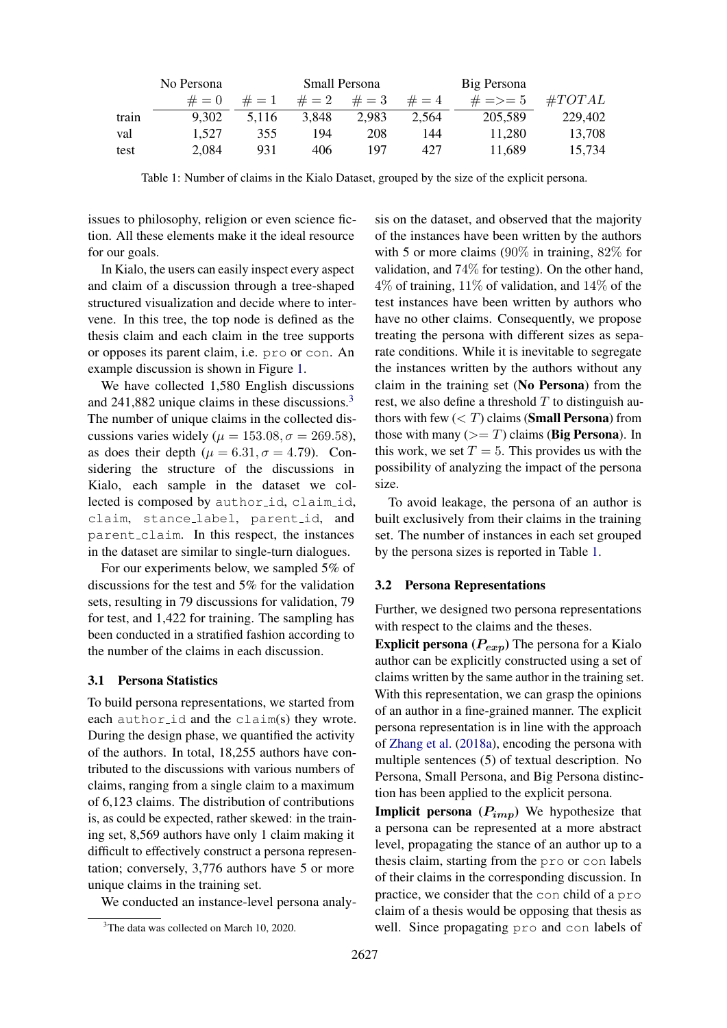| | No Persona | Small Persona | | | | Big Persona | |
|---|---|---|---|---|---|---|---|
| | $\# = 0$ | $\# = 1$ | $\# = 2$ | $\# = 3$ | $\# = 4$ | $\# => = 5$ | $\#TOTAL$ |
| train | 9,302 | 5,116 | 3,848 | 2,983 | 2,564 | 205,589 | 229,402 |
| val | 1,527 | 355 | 194 | 208 | 144 | 11,280 | 13,708 |
| test | 2,084 | 931 | 406 | 197 | 427 | 11,689 | 15,734 |

Table 1: Number of claims in the Kialo Dataset, grouped by the size of the explicit persona.

issues to philosophy, religion or even science fiction. All these elements make it the ideal resource for our goals.

In Kialo, the users can easily inspect every aspect and claim of a discussion through a tree-shaped structured visualization and decide where to intervene. In this tree, the top node is defined as the thesis claim and each claim in the tree supports or opposes its parent claim, i.e. pro or con. An example discussion is shown in Figure 1.

We have collected 1,580 English discussions and 241,882 unique claims in these discussions.[3] The number of unique claims in the collected discussions varies widely ($\mu = 153.08, \sigma = 269.58$), as does their depth ($\mu = 6.31, \sigma = 4.79$). Considering the structure of the discussions in Kialo, each sample in the dataset we collected is composed by author_id, claim_id, claim, stance_label, parent_id, and parent_claim. In this respect, the instances in the dataset are similar to single-turn dialogues.

For our experiments below, we sampled 5% of discussions for the test and 5% for the validation sets, resulting in 79 discussions for validation, 79 for test, and 1,422 for training. The sampling has been conducted in a stratified fashion according to the number of the claims in each discussion.

### 3.1 Persona Statistics

To build persona representations, we started from each author_id and the claim(s) they wrote. During the design phase, we quantified the activity of the authors. In total, 18,255 authors have contributed to the discussions with various numbers of claims, ranging from a single claim to a maximum of 6,123 claims. The distribution of contributions is, as could be expected, rather skewed: in the training set, 8,569 authors have only 1 claim making it difficult to effectively construct a persona representation; conversely, 3,776 authors have 5 or more unique claims in the training set.

We conducted an instance-level persona analysis on the dataset, and observed that the majority of the instances have been written by the authors with 5 or more claims (90% in training, 82% for validation, and 74% for testing). On the other hand, 4% of training, 11% of validation, and 14% of the test instances have been written by authors who have no other claims. Consequently, we propose treating the persona with different sizes as separate conditions. While it is inevitable to segregate the instances written by the authors without any claim in the training set (**No Persona**) from the rest, we also define a threshold $T$ to distinguish authors with few ($< T$) claims (**Small Persona**) from those with many ($>= T$) claims (**Big Persona**). In this work, we set $T = 5$. This provides us with the possibility of analyzing the impact of the persona size.

To avoid leakage, the persona of an author is built exclusively from their claims in the training set. The number of instances in each set grouped by the persona sizes is reported in Table 1.

### 3.2 Persona Representations

Further, we designed two persona representations with respect to the claims and the theses.

**Explicit persona ($P_{exp}$)** The persona for a Kialo author can be explicitly constructed using a set of claims written by the same author in the training set. With this representation, we can grasp the opinions of an author in a fine-grained manner. The explicit persona representation is in line with the approach of Zhang et al. (2018a), encoding the persona with multiple sentences (5) of textual description. No Persona, Small Persona, and Big Persona distinction has been applied to the explicit persona.

**Implicit persona ($P_{imp}$)** We hypothesize that a persona can be represented at a more abstract level, propagating the stance of an author up to a thesis claim, starting from the pro or con labels of their claims in the corresponding discussion. In practice, we consider that the con child of a pro claim of a thesis would be opposing that thesis as well. Since propagating pro and con labels of

[3] The data was collected on March 10, 2020.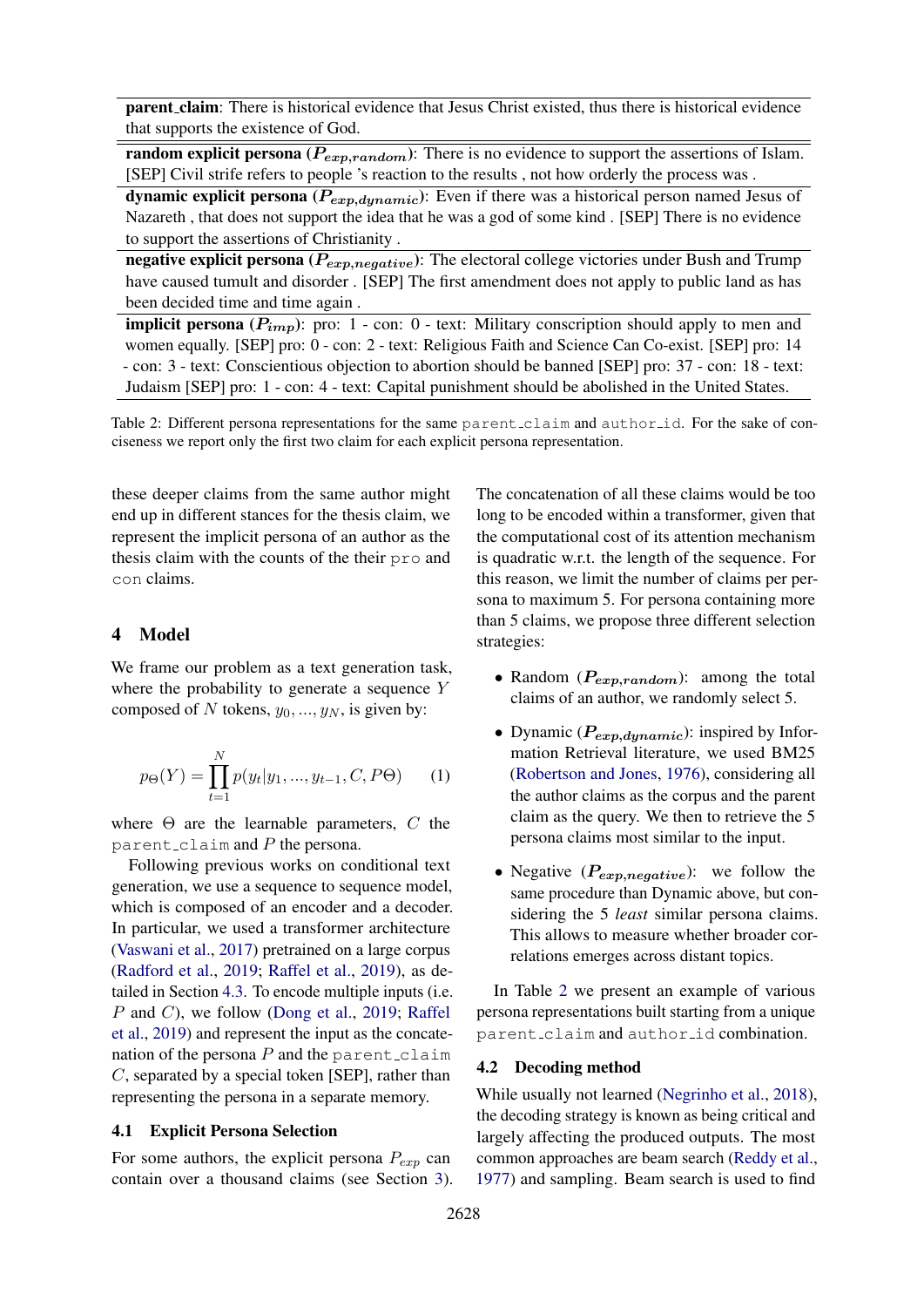| parent_claim: There is historical evidence that Jesus Christ existed, thus there is historical evidence that supports the existence of God. |
|---|
| **random explicit persona ($P_{exp,random}$)**: There is no evidence to support the assertions of Islam. [SEP] Civil strife refers to people 's reaction to the results , not how orderly the process was . |
| **dynamic explicit persona ($P_{exp,dynamic}$)**: Even if there was a historical person named Jesus of Nazareth , that does not support the idea that he was a god of some kind . [SEP] There is no evidence to support the assertions of Christianity . |
| **negative explicit persona ($P_{exp,negative}$)**: The electoral college victories under Bush and Trump have caused tumult and disorder . [SEP] The first amendment does not apply to public land as has been decided time and time again . |
| **implicit persona ($P_{imp}$)**: pro: 1 - con: 0 - text: Military conscription should apply to men and women equally. [SEP] pro: 0 - con: 2 - text: Religious Faith and Science Can Co-exist. [SEP] pro: 14 - con: 3 - text: Conscientious objection to abortion should be banned [SEP] pro: 37 - con: 18 - text: Judaism [SEP] pro: 1 - con: 4 - text: Capital punishment should be abolished in the United States. |

Table 2: Different persona representations for the same parent_claim and author_id. For the sake of conciseness we report only the first two claim for each explicit persona representation.

these deeper claims from the same author might end up in different stances for the thesis claim, we represent the implicit persona of an author as the thesis claim with the counts of the their pro and con claims.

## 4 Model

We frame our problem as a text generation task, where the probability to generate a sequence $Y$ composed of $N$ tokens, $y_0, ..., y_N$, is given by:

$$p_{\Theta}(Y) = \prod_{t=1}^{N} p(y_t | y_1, ..., y_{t-1}, C, P\Theta) \qquad (1)$$

where $\Theta$ are the learnable parameters, $C$ the parent_claim and $P$ the persona.

Following previous works on conditional text generation, we use a sequence to sequence model, which is composed of an encoder and a decoder. In particular, we used a transformer architecture (Vaswani et al., 2017) pretrained on a large corpus (Radford et al., 2019; Raffel et al., 2019), as detailed in Section 4.3. To encode multiple inputs (i.e. $P$ and $C$), we follow (Dong et al., 2019; Raffel et al., 2019) and represent the input as the concatenation of the persona $P$ and the parent_claim $C$, separated by a special token [SEP], rather than representing the persona in a separate memory.

### 4.1 Explicit Persona Selection

For some authors, the explicit persona $P_{exp}$ can contain over a thousand claims (see Section 3). The concatenation of all these claims would be too long to be encoded within a transformer, given that the computational cost of its attention mechanism is quadratic w.r.t. the length of the sequence. For this reason, we limit the number of claims per persona to maximum 5. For persona containing more than 5 claims, we propose three different selection strategies:

- Random ($P_{exp,random}$): among the total claims of an author, we randomly select 5.
- Dynamic ($P_{exp,dynamic}$): inspired by Information Retrieval literature, we used BM25 (Robertson and Jones, 1976), considering all the author claims as the corpus and the parent claim as the query. We then to retrieve the 5 persona claims most similar to the input.
- Negative ($P_{exp,negative}$): we follow the same procedure than Dynamic above, but considering the 5 *least* similar persona claims. This allows to measure whether broader correlations emerges across distant topics.

In Table 2 we present an example of various persona representations built starting from a unique parent_claim and author_id combination.

### 4.2 Decoding method

While usually not learned (Negrinho et al., 2018), the decoding strategy is known as being critical and largely affecting the produced outputs. The most common approaches are beam search (Reddy et al., 1977) and sampling. Beam search is used to find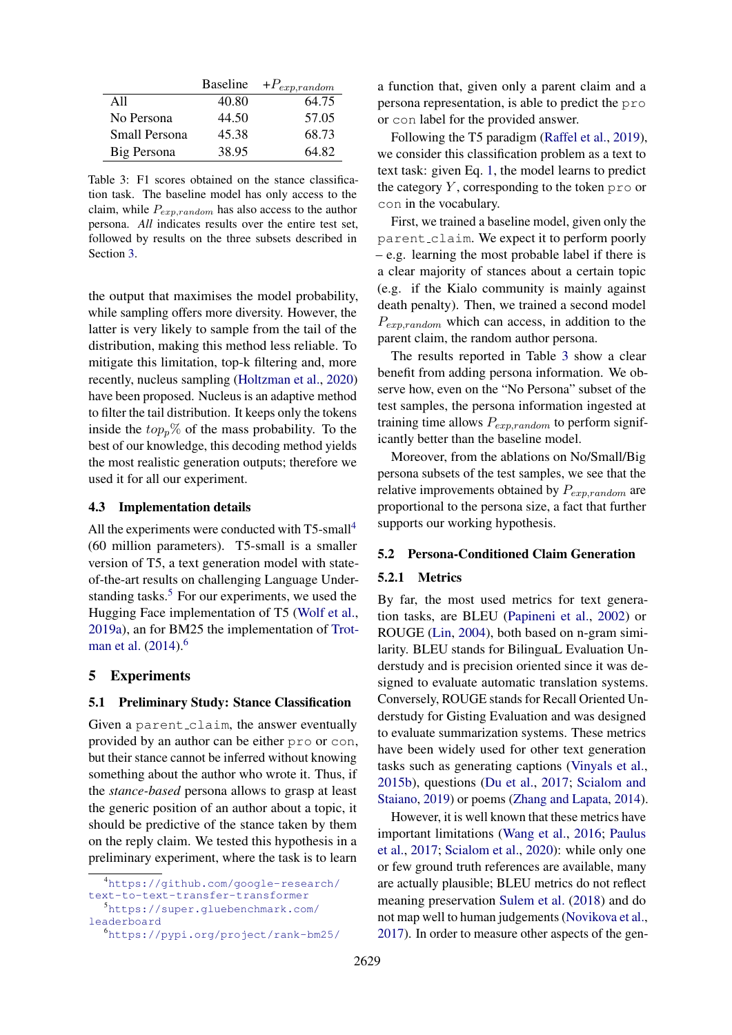|  | Baseline | $+P_{exp,random}$ |
|---|---|---|
| All | 40.80 | 64.75 |
| No Persona | 44.50 | 57.05 |
| Small Persona | 45.38 | 68.73 |
| Big Persona | 38.95 | 64.82 |

Table 3: F1 scores obtained on the stance classification task. The baseline model has only access to the claim, while $P_{exp,random}$ has also access to the author persona. *All* indicates results over the entire test set, followed by results on the three subsets described in Section 3.

the output that maximises the model probability, while sampling offers more diversity. However, the latter is very likely to sample from the tail of the distribution, making this method less reliable. To mitigate this limitation, top-k filtering and, more recently, nucleus sampling (Holtzman et al., 2020) have been proposed. Nucleus is an adaptive method to filter the tail distribution. It keeps only the tokens inside the $top_p\%$ of the mass probability. To the best of our knowledge, this decoding method yields the most realistic generation outputs; therefore we used it for all our experiment.

### 4.3 Implementation details

All the experiments were conducted with T5-small[4] (60 million parameters). T5-small is a smaller version of T5, a text generation model with state-of-the-art results on challenging Language Understanding tasks.[5] For our experiments, we used the Hugging Face implementation of T5 (Wolf et al., 2019a), an for BM25 the implementation of Trotman et al. (2014).[6]

## 5 Experiments

### 5.1 Preliminary Study: Stance Classification

Given a `parent_claim`, the answer eventually provided by an author can be either `pro` or `con`, but their stance cannot be inferred without knowing something about the author who wrote it. Thus, if the *stance-based* persona allows to grasp at least the generic position of an author about a topic, it should be predictive of the stance taken by them on the reply claim. We tested this hypothesis in a preliminary experiment, where the task is to learn a function that, given only a parent claim and a persona representation, is able to predict the `pro` or `con` label for the provided answer.

Following the T5 paradigm (Raffel et al., 2019), we consider this classification problem as a text to text task: given Eq. 1, the model learns to predict the category $Y$, corresponding to the token `pro` or `con` in the vocabulary.

First, we trained a baseline model, given only the `parent_claim`. We expect it to perform poorly – e.g. learning the most probable label if there is a clear majority of stances about a certain topic (e.g. if the Kialo community is mainly against death penalty). Then, we trained a second model $P_{exp,random}$ which can access, in addition to the parent claim, the random author persona.

The results reported in Table 3 show a clear benefit from adding persona information. We observe how, even on the "No Persona" subset of the test samples, the persona information ingested at training time allows $P_{exp,random}$ to perform significantly better than the baseline model.

Moreover, from the ablations on No/Small/Big persona subsets of the test samples, we see that the relative improvements obtained by $P_{exp,random}$ are proportional to the persona size, a fact that further supports our working hypothesis.

### 5.2 Persona-Conditioned Claim Generation

#### 5.2.1 Metrics

By far, the most used metrics for text generation tasks, are BLEU (Papineni et al., 2002) or ROUGE (Lin, 2004), both based on n-gram similarity. BLEU stands for BilinguaL Evaluation Understudy and is precision oriented since it was designed to evaluate automatic translation systems. Conversely, ROUGE stands for Recall Oriented Understudy for Gisting Evaluation and was designed to evaluate summarization systems. These metrics have been widely used for other text generation tasks such as generating captions (Vinyals et al., 2015b), questions (Du et al., 2017; Scialom and Staiano, 2019) or poems (Zhang and Lapata, 2014).

However, it is well known that these metrics have important limitations (Wang et al., 2016; Paulus et al., 2017; Scialom et al., 2020): while only one or few ground truth references are available, many are actually plausible; BLEU metrics do not reflect meaning preservation Sulem et al. (2018) and do not map well to human judgements (Novikova et al., 2017). In order to measure other aspects of the gen-

[4] https://github.com/google-research/text-to-text-transfer-transformer

[5] https://super.gluebenchmark.com/leaderboard

[6] https://pypi.org/project/rank-bm25/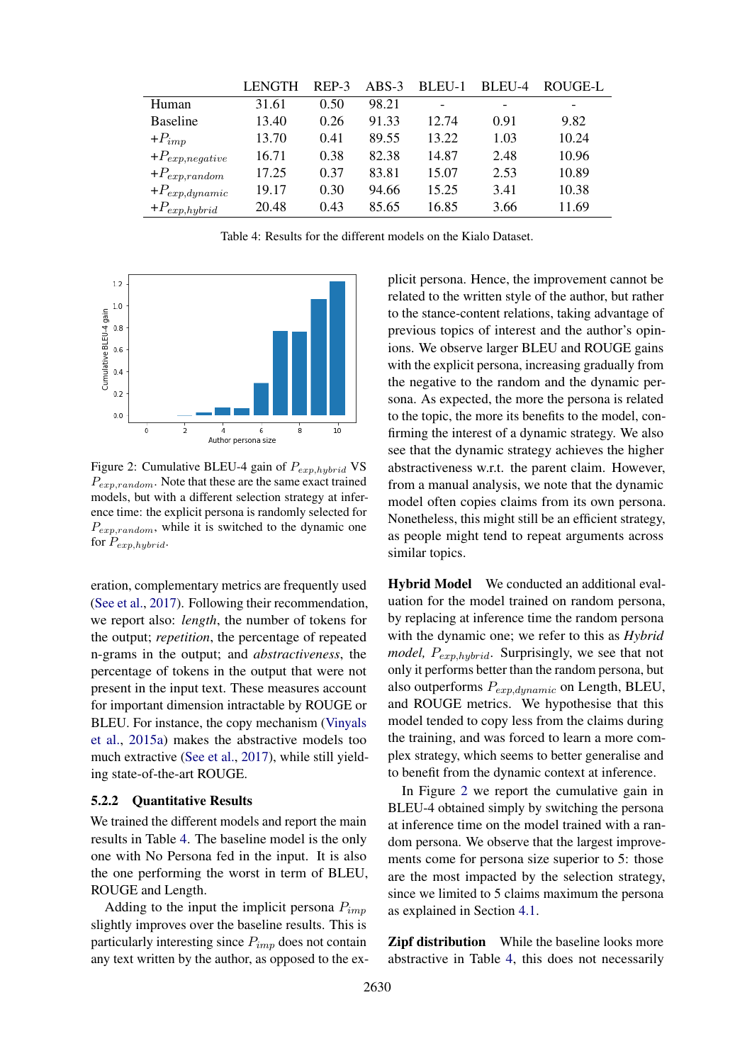|  | LENGTH | REP-3 | ABS-3 | BLEU-1 | BLEU-4 | ROUGE-L |
|---|---|---|---|---|---|---|
| Human | 31.61 | 0.50 | 98.21 | - | - | - |
| Baseline | 13.40 | 0.26 | 91.33 | 12.74 | 0.91 | 9.82 |
| $+P_{imp}$ | 13.70 | 0.41 | 89.55 | 13.22 | 1.03 | 10.24 |
| $+P_{exp,negative}$ | 16.71 | 0.38 | 82.38 | 14.87 | 2.48 | 10.96 |
| $+P_{exp,random}$ | 17.25 | 0.37 | 83.81 | 15.07 | 2.53 | 10.89 |
| $+P_{exp,dynamic}$ | 19.17 | 0.30 | 94.66 | 15.25 | 3.41 | 10.38 |
| $+P_{exp,hybrid}$ | 20.48 | 0.43 | 85.65 | 16.85 | 3.66 | 11.69 |

Table 4: Results for the different models on the Kialo Dataset.

Figure 2: Cumulative BLEU-4 gain of $P_{exp,hybrid}$ VS $P_{exp,random}$. Note that these are the same exact trained models, but with a different selection strategy at inference time: the explicit persona is randomly selected for $P_{exp,random}$, while it is switched to the dynamic one for $P_{exp,hybrid}$.

eration, complementary metrics are frequently used (See et al., 2017). Following their recommendation, we report also: *length*, the number of tokens for the output; *repetition*, the percentage of repeated n-grams in the output; and *abstractiveness*, the percentage of tokens in the output that were not present in the input text. These measures account for important dimension intractable by ROUGE or BLEU. For instance, the copy mechanism (Vinyals et al., 2015a) makes the abstractive models too much extractive (See et al., 2017), while still yielding state-of-the-art ROUGE.

### 5.2.2 Quantitative Results

We trained the different models and report the main results in Table 4. The baseline model is the only one with No Persona fed in the input. It is also the one performing the worst in term of BLEU, ROUGE and Length.

Adding to the input the implicit persona $P_{imp}$ slightly improves over the baseline results. This is particularly interesting since $P_{imp}$ does not contain any text written by the author, as opposed to the explicit persona. Hence, the improvement cannot be related to the written style of the author, but rather to the stance-content relations, taking advantage of previous topics of interest and the author's opinions. We observe larger BLEU and ROUGE gains with the explicit persona, increasing gradually from the negative to the random and the dynamic persona. As expected, the more the persona is related to the topic, the more its benefits to the model, confirming the interest of a dynamic strategy. We also see that the dynamic strategy achieves the higher abstractiveness w.r.t. the parent claim. However, from a manual analysis, we note that the dynamic model often copies claims from its own persona. Nonetheless, this might still be an efficient strategy, as people might tend to repeat arguments across similar topics.

**Hybrid Model** We conducted an additional evaluation for the model trained on random persona, by replacing at inference time the random persona with the dynamic one; we refer to this as *Hybrid model,* $P_{exp,hybrid}$. Surprisingly, we see that not only it performs better than the random persona, but also outperforms $P_{exp,dynamic}$ on Length, BLEU, and ROUGE metrics. We hypothesise that this model tended to copy less from the claims during the training, and was forced to learn a more complex strategy, which seems to better generalise and to benefit from the dynamic context at inference.

In Figure 2 we report the cumulative gain in BLEU-4 obtained simply by switching the persona at inference time on the model trained with a random persona. We observe that the largest improvements come for persona size superior to 5: those are the most impacted by the selection strategy, since we limited to 5 claims maximum the persona as explained in Section 4.1.

**Zipf distribution** While the baseline looks more abstractive in Table 4, this does not necessarily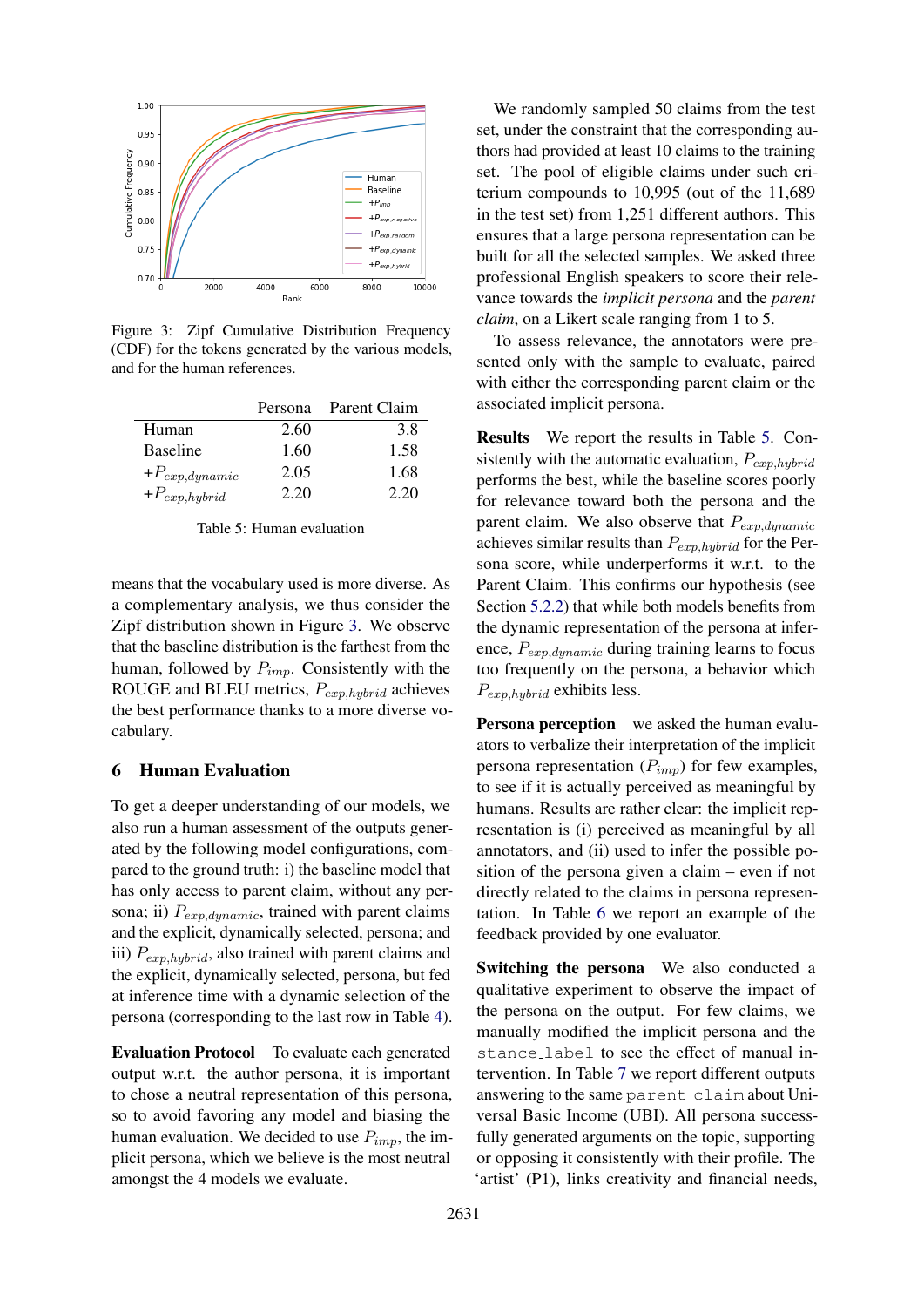Figure 3: Zipf Cumulative Distribution Frequency (CDF) for the tokens generated by the various models, and for the human references.

| | Persona | Parent Claim |
|---|---|---|
| Human | 2.60 | 3.8 |
| Baseline | 1.60 | 1.58 |
| $+P_{exp,dynamic}$ | 2.05 | 1.68 |
| $+P_{exp,hybrid}$ | 2.20 | 2.20 |

Table 5: Human evaluation

means that the vocabulary used is more diverse. As a complementary analysis, we thus consider the Zipf distribution shown in Figure 3. We observe that the baseline distribution is the farthest from the human, followed by $P_{imp}$. Consistently with the ROUGE and BLEU metrics, $P_{exp,hybrid}$ achieves the best performance thanks to a more diverse vocabulary.

## 6 Human Evaluation

To get a deeper understanding of our models, we also run a human assessment of the outputs generated by the following model configurations, compared to the ground truth: i) the baseline model that has only access to parent claim, without any persona; ii) $P_{exp,dynamic}$, trained with parent claims and the explicit, dynamically selected, persona; and iii) $P_{exp,hybrid}$, also trained with parent claims and the explicit, dynamically selected, persona, but fed at inference time with a dynamic selection of the persona (corresponding to the last row in Table 4).

**Evaluation Protocol** To evaluate each generated output w.r.t. the author persona, it is important to chose a neutral representation of this persona, so to avoid favoring any model and biasing the human evaluation. We decided to use $P_{imp}$, the implicit persona, which we believe is the most neutral amongst the 4 models we evaluate.

We randomly sampled 50 claims from the test set, under the constraint that the corresponding authors had provided at least 10 claims to the training set. The pool of eligible claims under such criterium compounds to 10,995 (out of the 11,689 in the test set) from 1,251 different authors. This ensures that a large persona representation can be built for all the selected samples. We asked three professional English speakers to score their relevance towards the *implicit persona* and the *parent claim*, on a Likert scale ranging from 1 to 5.

To assess relevance, the annotators were presented only with the sample to evaluate, paired with either the corresponding parent claim or the associated implicit persona.

**Results** We report the results in Table 5. Consistently with the automatic evaluation, $P_{exp,hybrid}$ performs the best, while the baseline scores poorly for relevance toward both the persona and the parent claim. We also observe that $P_{exp,dynamic}$ achieves similar results than $P_{exp,hybrid}$ for the Persona score, while underperforms it w.r.t. to the Parent Claim. This confirms our hypothesis (see Section 5.2.2) that while both models benefits from the dynamic representation of the persona at inference, $P_{exp,dynamic}$ during training learns to focus too frequently on the persona, a behavior which $P_{exp,hybrid}$ exhibits less.

**Persona perception** we asked the human evaluators to verbalize their interpretation of the implicit persona representation ($P_{imp}$) for few examples, to see if it is actually perceived as meaningful by humans. Results are rather clear: the implicit representation is (i) perceived as meaningful by all annotators, and (ii) used to infer the possible position of the persona given a claim – even if not directly related to the claims in persona representation. In Table 6 we report an example of the feedback provided by one evaluator.

**Switching the persona** We also conducted a qualitative experiment to observe the impact of the persona on the output. For few claims, we manually modified the implicit persona and the `stance_label` to see the effect of manual intervention. In Table 7 we report different outputs answering to the same `parent_claim` about Universal Basic Income (UBI). All persona successfully generated arguments on the topic, supporting or opposing it consistently with their profile. The 'artist' (P1), links creativity and financial needs,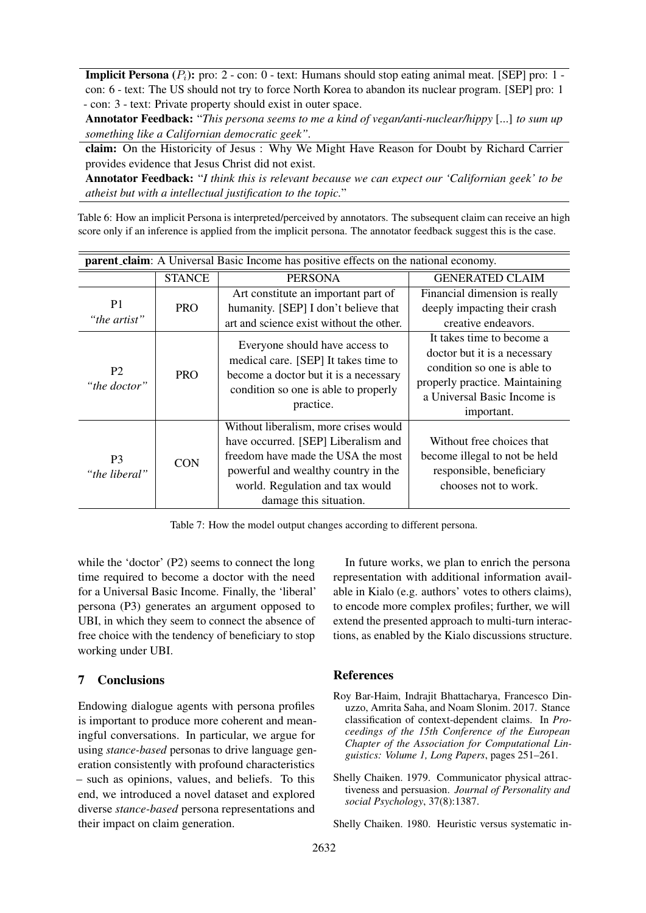**Implicit Persona** ($P_i$)**:** pro: 2 - con: 0 - text: Humans should stop eating animal meat. [SEP] pro: 1 - con: 6 - text: The US should not try to force North Korea to abandon its nuclear program. [SEP] pro: 1 - con: 3 - text: Private property should exist in outer space.

**Annotator Feedback:** "*This persona seems to me a kind of vegan/anti-nuclear/hippy* [...] *to sum up something like a Californian democratic geek"*.

**claim:** On the Historicity of Jesus : Why We Might Have Reason for Doubt by Richard Carrier provides evidence that Jesus Christ did not exist.

**Annotator Feedback:** "*I think this is relevant because we can expect our 'Californian geek' to be atheist but with a intellectual justification to the topic.*"

Table 6: How an implicit Persona is interpreted/perceived by annotators. The subsequent claim can receive an high score only if an inference is applied from the implicit persona. The annotator feedback suggest this is the case.

| **parent_claim**: A Universal Basic Income has positive effects on the national economy. | | | |
|---|---|---|---|
| | STANCE | PERSONA | GENERATED CLAIM |
| P1 *"the artist"* | PRO | Art constitute an important part of humanity. [SEP] I don't believe that art and science exist without the other. | Financial dimension is really deeply impacting their crash creative endeavors. |
| P2 *"the doctor"* | PRO | Everyone should have access to medical care. [SEP] It takes time to become a doctor but it is a necessary condition so one is able to properly practice. | It takes time to become a doctor but it is a necessary condition so one is able to properly practice. Maintaining a Universal Basic Income is important. |
| P3 *"the liberal"* | CON | Without liberalism, more crises would have occurred. [SEP] Liberalism and freedom have made the USA the most powerful and wealthy country in the world. Regulation and tax would damage this situation. | Without free choices that become illegal to not be held responsible, beneficiary chooses not to work. |

Table 7: How the model output changes according to different persona.

while the 'doctor' (P2) seems to connect the long time required to become a doctor with the need for a Universal Basic Income. Finally, the 'liberal' persona (P3) generates an argument opposed to UBI, in which they seem to connect the absence of free choice with the tendency of beneficiary to stop working under UBI.

## 7 Conclusions

Endowing dialogue agents with persona profiles is important to produce more coherent and meaningful conversations. In particular, we argue for using *stance-based* personas to drive language generation consistently with profound characteristics – such as opinions, values, and beliefs. To this end, we introduced a novel dataset and explored diverse *stance-based* persona representations and their impact on claim generation.

In future works, we plan to enrich the persona representation with additional information available in Kialo (e.g. authors' votes to others claims), to encode more complex profiles; further, we will extend the presented approach to multi-turn interactions, as enabled by the Kialo discussions structure.

## References

Roy Bar-Haim, Indrajit Bhattacharya, Francesco Dinuzzo, Amrita Saha, and Noam Slonim. 2017. Stance classification of context-dependent claims. In *Proceedings of the 15th Conference of the European Chapter of the Association for Computational Linguistics: Volume 1, Long Papers*, pages 251–261.

Shelly Chaiken. 1979. Communicator physical attractiveness and persuasion. *Journal of Personality and social Psychology*, 37(8):1387.

Shelly Chaiken. 1980. Heuristic versus systematic in-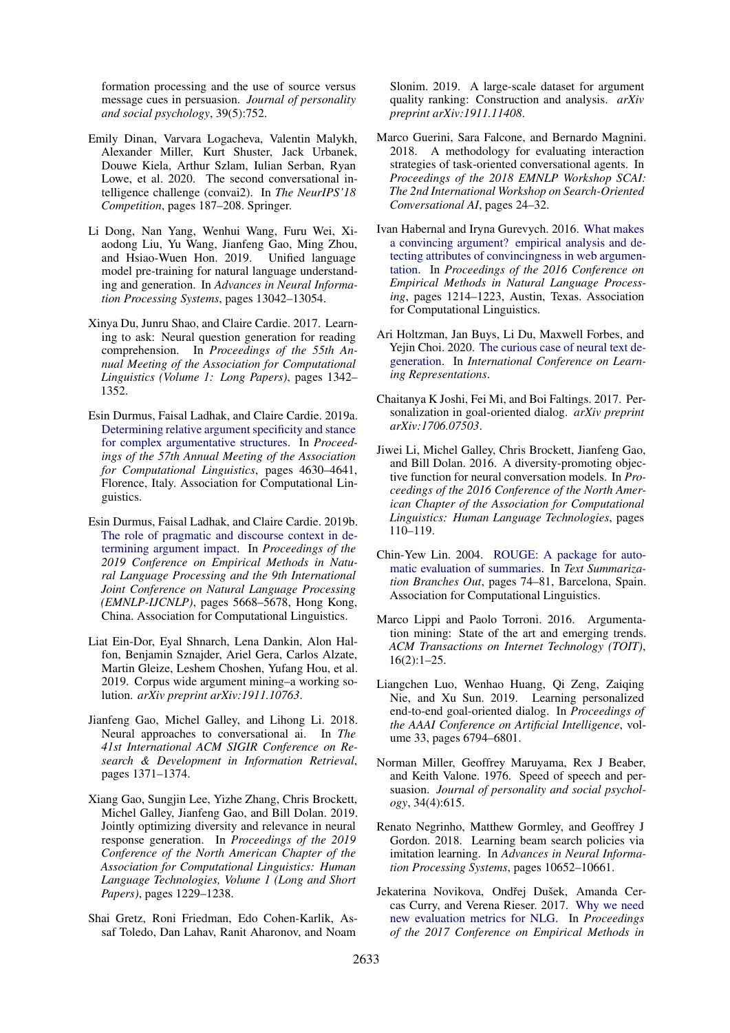formation processing and the use of source versus message cues in persuasion. *Journal of personality and social psychology*, 39(5):752.

Emily Dinan, Varvara Logacheva, Valentin Malykh, Alexander Miller, Kurt Shuster, Jack Urbanek, Douwe Kiela, Arthur Szlam, Iulian Serban, Ryan Lowe, et al. 2020. The second conversational intelligence challenge (convai2). In *The NeurIPS'18 Competition*, pages 187–208. Springer.

Li Dong, Nan Yang, Wenhui Wang, Furu Wei, Xiaodong Liu, Yu Wang, Jianfeng Gao, Ming Zhou, and Hsiao-Wuen Hon. 2019. Unified language model pre-training for natural language understanding and generation. In *Advances in Neural Information Processing Systems*, pages 13042–13054.

Xinya Du, Junru Shao, and Claire Cardie. 2017. Learning to ask: Neural question generation for reading comprehension. In *Proceedings of the 55th Annual Meeting of the Association for Computational Linguistics (Volume 1: Long Papers)*, pages 1342–1352.

Esin Durmus, Faisal Ladhak, and Claire Cardie. 2019a. Determining relative argument specificity and stance for complex argumentative structures. In *Proceedings of the 57th Annual Meeting of the Association for Computational Linguistics*, pages 4630–4641, Florence, Italy. Association for Computational Linguistics.

Esin Durmus, Faisal Ladhak, and Claire Cardie. 2019b. The role of pragmatic and discourse context in determining argument impact. In *Proceedings of the 2019 Conference on Empirical Methods in Natural Language Processing and the 9th International Joint Conference on Natural Language Processing (EMNLP-IJCNLP)*, pages 5668–5678, Hong Kong, China. Association for Computational Linguistics.

Liat Ein-Dor, Eyal Shnarch, Lena Dankin, Alon Halfon, Benjamin Sznajder, Ariel Gera, Carlos Alzate, Martin Gleize, Leshem Choshen, Yufang Hou, et al. 2019. Corpus wide argument mining–a working solution. *arXiv preprint arXiv:1911.10763*.

Jianfeng Gao, Michel Galley, and Lihong Li. 2018. Neural approaches to conversational ai. In *The 41st International ACM SIGIR Conference on Research & Development in Information Retrieval*, pages 1371–1374.

Xiang Gao, Sungjin Lee, Yizhe Zhang, Chris Brockett, Michel Galley, Jianfeng Gao, and Bill Dolan. 2019. Jointly optimizing diversity and relevance in neural response generation. In *Proceedings of the 2019 Conference of the North American Chapter of the Association for Computational Linguistics: Human Language Technologies, Volume 1 (Long and Short Papers)*, pages 1229–1238.

Shai Gretz, Roni Friedman, Edo Cohen-Karlik, Assaf Toledo, Dan Lahav, Ranit Aharonov, and Noam Slonim. 2019. A large-scale dataset for argument quality ranking: Construction and analysis. *arXiv preprint arXiv:1911.11408*.

Marco Guerini, Sara Falcone, and Bernardo Magnini. 2018. A methodology for evaluating interaction strategies of task-oriented conversational agents. In *Proceedings of the 2018 EMNLP Workshop SCAI: The 2nd International Workshop on Search-Oriented Conversational AI*, pages 24–32.

Ivan Habernal and Iryna Gurevych. 2016. What makes a convincing argument? empirical analysis and detecting attributes of convincingness in web argumentation. In *Proceedings of the 2016 Conference on Empirical Methods in Natural Language Processing*, pages 1214–1223, Austin, Texas. Association for Computational Linguistics.

Ari Holtzman, Jan Buys, Li Du, Maxwell Forbes, and Yejin Choi. 2020. The curious case of neural text degeneration. In *International Conference on Learning Representations*.

Chaitanya K Joshi, Fei Mi, and Boi Faltings. 2017. Personalization in goal-oriented dialog. *arXiv preprint arXiv:1706.07503*.

Jiwei Li, Michel Galley, Chris Brockett, Jianfeng Gao, and Bill Dolan. 2016. A diversity-promoting objective function for neural conversation models. In *Proceedings of the 2016 Conference of the North American Chapter of the Association for Computational Linguistics: Human Language Technologies*, pages 110–119.

Chin-Yew Lin. 2004. ROUGE: A package for automatic evaluation of summaries. In *Text Summarization Branches Out*, pages 74–81, Barcelona, Spain. Association for Computational Linguistics.

Marco Lippi and Paolo Torroni. 2016. Argumentation mining: State of the art and emerging trends. *ACM Transactions on Internet Technology (TOIT)*, 16(2):1–25.

Liangchen Luo, Wenhao Huang, Qi Zeng, Zaiqing Nie, and Xu Sun. 2019. Learning personalized end-to-end goal-oriented dialog. In *Proceedings of the AAAI Conference on Artificial Intelligence*, volume 33, pages 6794–6801.

Norman Miller, Geoffrey Maruyama, Rex J Beaber, and Keith Valone. 1976. Speed of speech and persuasion. *Journal of personality and social psychology*, 34(4):615.

Renato Negrinho, Matthew Gormley, and Geoffrey J Gordon. 2018. Learning beam search policies via imitation learning. In *Advances in Neural Information Processing Systems*, pages 10652–10661.

Jekaterina Novikova, Ondřej Dušek, Amanda Cercas Curry, and Verena Rieser. 2017. Why we need new evaluation metrics for NLG. In *Proceedings of the 2017 Conference on Empirical Methods in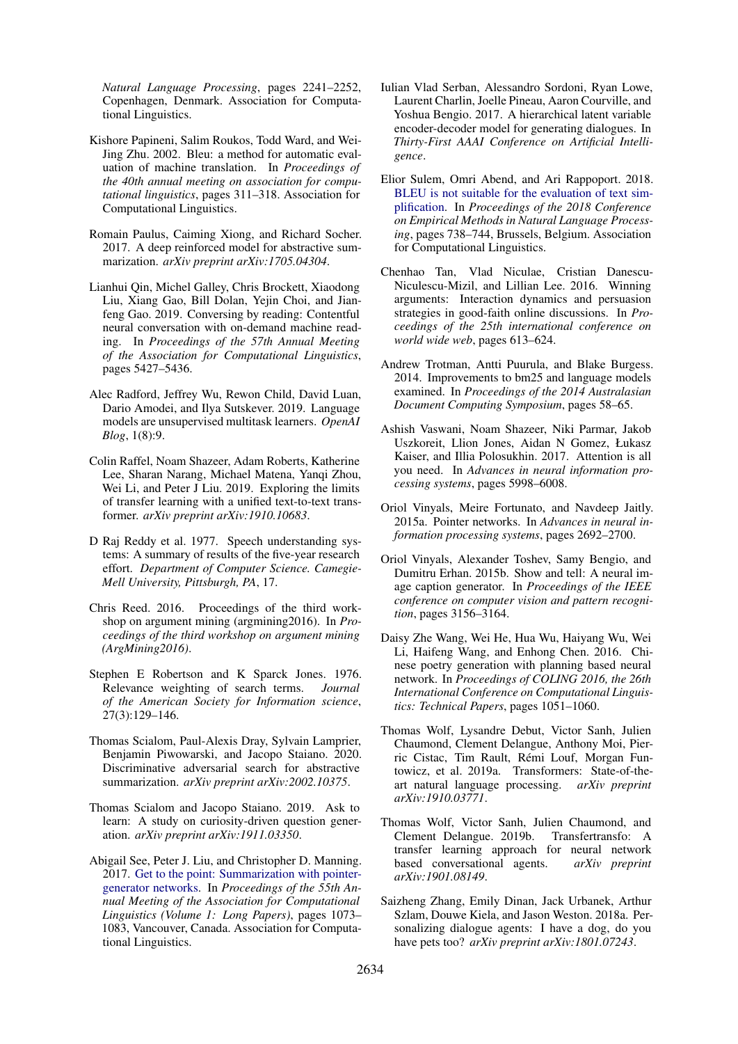*Natural Language Processing*, pages 2241–2252, Copenhagen, Denmark. Association for Computational Linguistics.

Kishore Papineni, Salim Roukos, Todd Ward, and Wei-Jing Zhu. 2002. Bleu: a method for automatic evaluation of machine translation. In *Proceedings of the 40th annual meeting on association for computational linguistics*, pages 311–318. Association for Computational Linguistics.

Romain Paulus, Caiming Xiong, and Richard Socher. 2017. A deep reinforced model for abstractive summarization. *arXiv preprint arXiv:1705.04304*.

Lianhui Qin, Michel Galley, Chris Brockett, Xiaodong Liu, Xiang Gao, Bill Dolan, Yejin Choi, and Jianfeng Gao. 2019. Conversing by reading: Contentful neural conversation with on-demand machine reading. In *Proceedings of the 57th Annual Meeting of the Association for Computational Linguistics*, pages 5427–5436.

Alec Radford, Jeffrey Wu, Rewon Child, David Luan, Dario Amodei, and Ilya Sutskever. 2019. Language models are unsupervised multitask learners. *OpenAI Blog*, 1(8):9.

Colin Raffel, Noam Shazeer, Adam Roberts, Katherine Lee, Sharan Narang, Michael Matena, Yanqi Zhou, Wei Li, and Peter J Liu. 2019. Exploring the limits of transfer learning with a unified text-to-text transformer. *arXiv preprint arXiv:1910.10683*.

D Raj Reddy et al. 1977. Speech understanding systems: A summary of results of the five-year research effort. *Department of Computer Science. Camegie-Mell University, Pittsburgh, PA*, 17.

Chris Reed. 2016. Proceedings of the third workshop on argument mining (argmining2016). In *Proceedings of the third workshop on argument mining (ArgMining2016)*.

Stephen E Robertson and K Sparck Jones. 1976. Relevance weighting of search terms. *Journal of the American Society for Information science*, 27(3):129–146.

Thomas Scialom, Paul-Alexis Dray, Sylvain Lamprier, Benjamin Piwowarski, and Jacopo Staiano. 2020. Discriminative adversarial search for abstractive summarization. *arXiv preprint arXiv:2002.10375*.

Thomas Scialom and Jacopo Staiano. 2019. Ask to learn: A study on curiosity-driven question generation. *arXiv preprint arXiv:1911.03350*.

Abigail See, Peter J. Liu, and Christopher D. Manning. 2017. Get to the point: Summarization with pointer-generator networks. In *Proceedings of the 55th Annual Meeting of the Association for Computational Linguistics (Volume 1: Long Papers)*, pages 1073–1083, Vancouver, Canada. Association for Computational Linguistics.

Iulian Vlad Serban, Alessandro Sordoni, Ryan Lowe, Laurent Charlin, Joelle Pineau, Aaron Courville, and Yoshua Bengio. 2017. A hierarchical latent variable encoder-decoder model for generating dialogues. In *Thirty-First AAAI Conference on Artificial Intelligence*.

Elior Sulem, Omri Abend, and Ari Rappoport. 2018. BLEU is not suitable for the evaluation of text simplification. In *Proceedings of the 2018 Conference on Empirical Methods in Natural Language Processing*, pages 738–744, Brussels, Belgium. Association for Computational Linguistics.

Chenhao Tan, Vlad Niculae, Cristian Danescu-Niculescu-Mizil, and Lillian Lee. 2016. Winning arguments: Interaction dynamics and persuasion strategies in good-faith online discussions. In *Proceedings of the 25th international conference on world wide web*, pages 613–624.

Andrew Trotman, Antti Puurula, and Blake Burgess. 2014. Improvements to bm25 and language models examined. In *Proceedings of the 2014 Australasian Document Computing Symposium*, pages 58–65.

Ashish Vaswani, Noam Shazeer, Niki Parmar, Jakob Uszkoreit, Llion Jones, Aidan N Gomez, Łukasz Kaiser, and Illia Polosukhin. 2017. Attention is all you need. In *Advances in neural information processing systems*, pages 5998–6008.

Oriol Vinyals, Meire Fortunato, and Navdeep Jaitly. 2015a. Pointer networks. In *Advances in neural information processing systems*, pages 2692–2700.

Oriol Vinyals, Alexander Toshev, Samy Bengio, and Dumitru Erhan. 2015b. Show and tell: A neural image caption generator. In *Proceedings of the IEEE conference on computer vision and pattern recognition*, pages 3156–3164.

Daisy Zhe Wang, Wei He, Hua Wu, Haiyang Wu, Wei Li, Haifeng Wang, and Enhong Chen. 2016. Chinese poetry generation with planning based neural network. In *Proceedings of COLING 2016, the 26th International Conference on Computational Linguistics: Technical Papers*, pages 1051–1060.

Thomas Wolf, Lysandre Debut, Victor Sanh, Julien Chaumond, Clement Delangue, Anthony Moi, Pierric Cistac, Tim Rault, Rémi Louf, Morgan Funtowicz, et al. 2019a. Transformers: State-of-the-art natural language processing. *arXiv preprint arXiv:1910.03771*.

Thomas Wolf, Victor Sanh, Julien Chaumond, and Clement Delangue. 2019b. Transfertransfo: A transfer learning approach for neural network based conversational agents. *arXiv preprint arXiv:1901.08149*.

Saizheng Zhang, Emily Dinan, Jack Urbanek, Arthur Szlam, Douwe Kiela, and Jason Weston. 2018a. Personalizing dialogue agents: I have a dog, do you have pets too? *arXiv preprint arXiv:1801.07243*.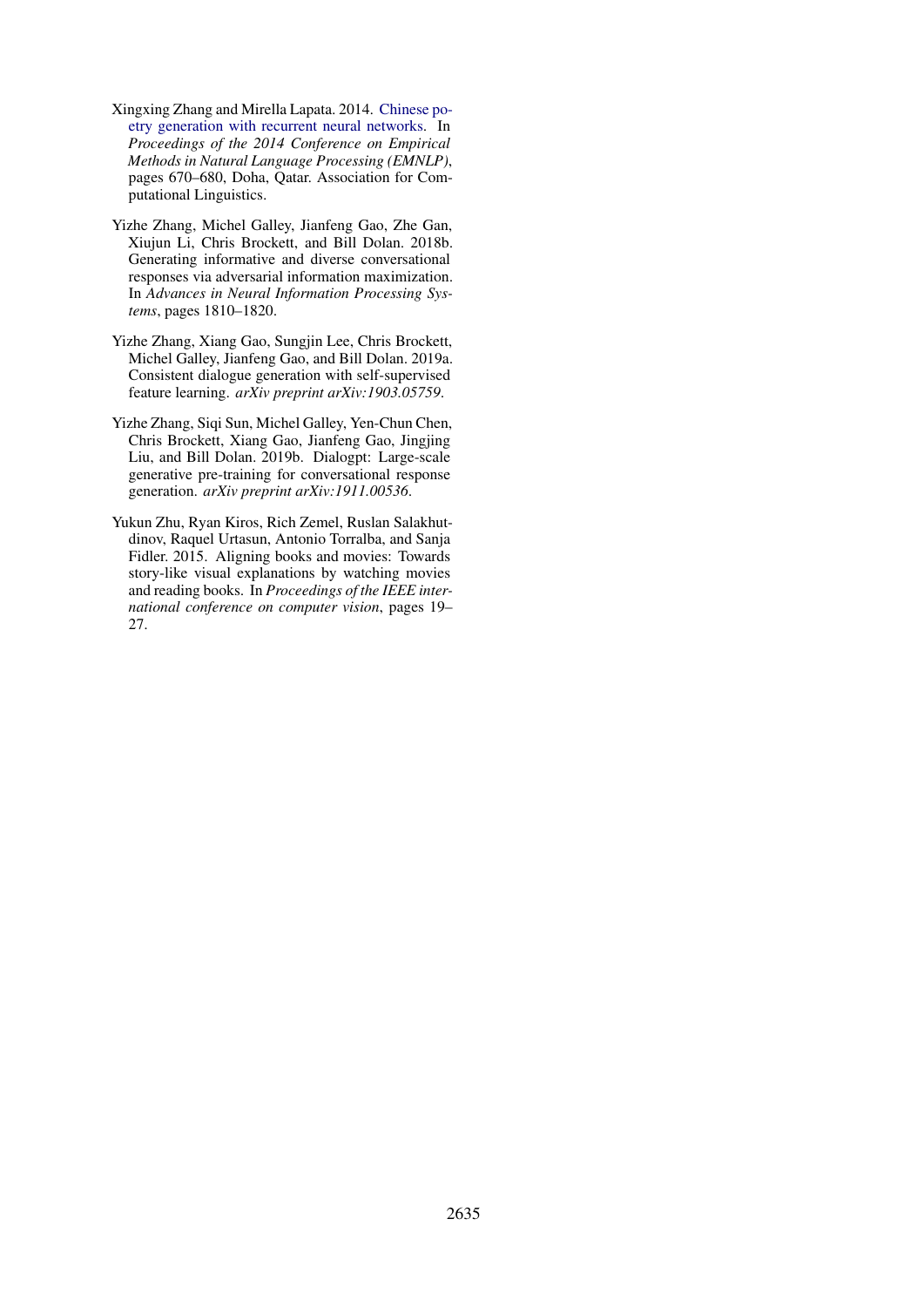Xingxing Zhang and Mirella Lapata. 2014. Chinese poetry generation with recurrent neural networks. In *Proceedings of the 2014 Conference on Empirical Methods in Natural Language Processing (EMNLP)*, pages 670–680, Doha, Qatar. Association for Computational Linguistics.

Yizhe Zhang, Michel Galley, Jianfeng Gao, Zhe Gan, Xiujun Li, Chris Brockett, and Bill Dolan. 2018b. Generating informative and diverse conversational responses via adversarial information maximization. In *Advances in Neural Information Processing Systems*, pages 1810–1820.

Yizhe Zhang, Xiang Gao, Sungjin Lee, Chris Brockett, Michel Galley, Jianfeng Gao, and Bill Dolan. 2019a. Consistent dialogue generation with self-supervised feature learning. *arXiv preprint arXiv:1903.05759*.

Yizhe Zhang, Siqi Sun, Michel Galley, Yen-Chun Chen, Chris Brockett, Xiang Gao, Jianfeng Gao, Jingjing Liu, and Bill Dolan. 2019b. Dialogpt: Large-scale generative pre-training for conversational response generation. *arXiv preprint arXiv:1911.00536*.

Yukun Zhu, Ryan Kiros, Rich Zemel, Ruslan Salakhutdinov, Raquel Urtasun, Antonio Torralba, and Sanja Fidler. 2015. Aligning books and movies: Towards story-like visual explanations by watching movies and reading books. In *Proceedings of the IEEE international conference on computer vision*, pages 19–27.